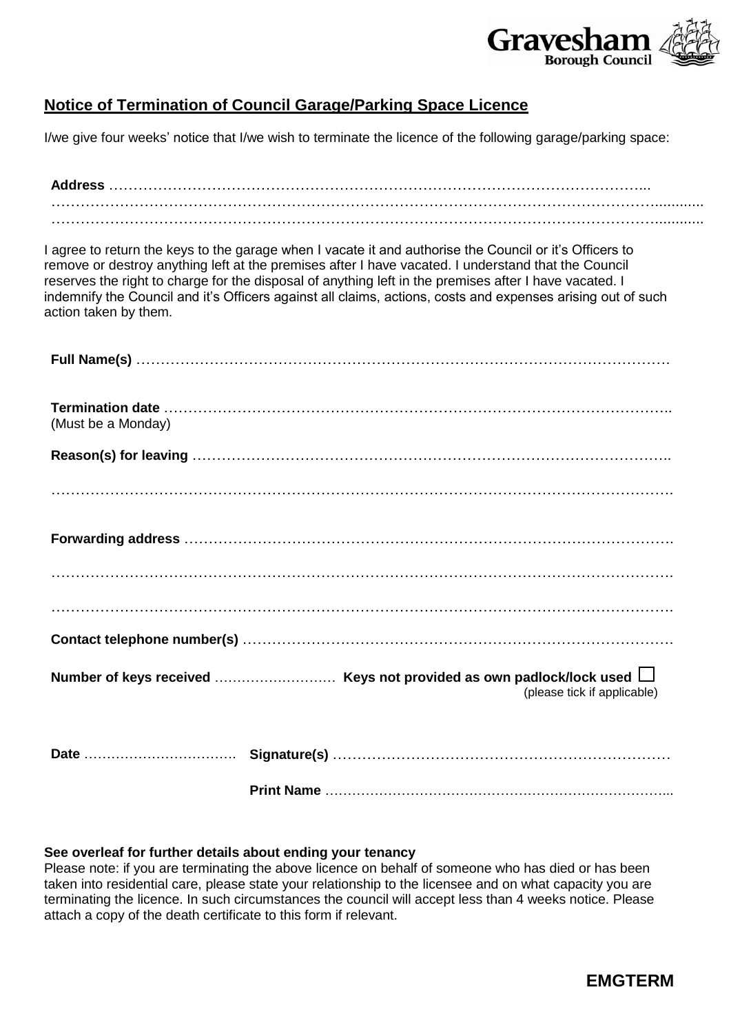Gravesham Borough Council

## Notice of Termination of Council Garage/Parking Space Licence

I/we give four weeks' notice that I/we wish to terminate the licence of the following garage/parking space:

**Address** ……………………………………………………………………………………………...
……………………………………………………………………………………………………………..........
……………………………………………………………………………………………………………..........

I agree to return the keys to the garage when I vacate it and authorise the Council or it's Officers to remove or destroy anything left at the premises after I have vacated. I understand that the Council reserves the right to charge for the disposal of anything left in the premises after I have vacated. I indemnify the Council and it's Officers against all claims, actions, costs and expenses arising out of such action taken by them.

**Full Name(s)** ……………………………………………………………………………………………….

**Termination date** ……………………………………………………………………………………..
(Must be a Monday)

**Reason(s) for leaving** ……………………………………………………………………………………..

……………………………………………………………………………………………………………….

**Forwarding address** ……………………………………………………………………………………….

……………………………………………………………………………………………………………….

……………………………………………………………………………………………………………….

**Contact telephone number(s)** ……………………………………………………………………………….

**Number of keys received** ……………………… **Keys not provided as own padlock/lock used** ☐
(please tick if applicable)

**Date** ……………………………. **Signature(s)** ……………………………………………………………

**Print Name** …………………………………………………………………...

**See overleaf for further details about ending your tenancy**
Please note: if you are terminating the above licence on behalf of someone who has died or has been taken into residential care, please state your relationship to the licensee and on what capacity you are terminating the licence. In such circumstances the council will accept less than 4 weeks notice. Please attach a copy of the death certificate to this form if relevant.

**EMGTERM**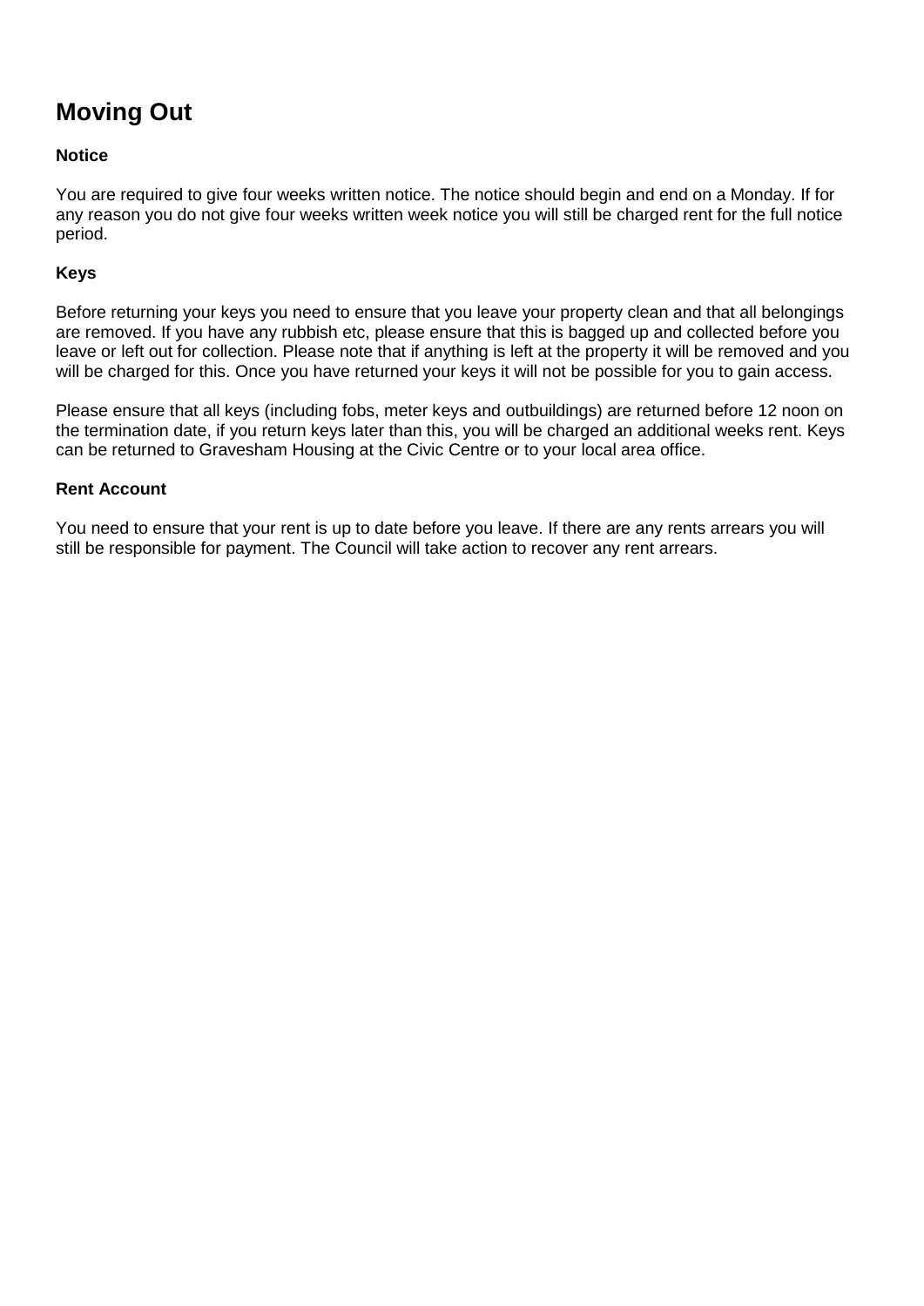# Moving Out

**Notice**

You are required to give four weeks written notice. The notice should begin and end on a Monday. If for any reason you do not give four weeks written week notice you will still be charged rent for the full notice period.

**Keys**

Before returning your keys you need to ensure that you leave your property clean and that all belongings are removed. If you have any rubbish etc, please ensure that this is bagged up and collected before you leave or left out for collection. Please note that if anything is left at the property it will be removed and you will be charged for this. Once you have returned your keys it will not be possible for you to gain access.

Please ensure that all keys (including fobs, meter keys and outbuildings) are returned before 12 noon on the termination date, if you return keys later than this, you will be charged an additional weeks rent. Keys can be returned to Gravesham Housing at the Civic Centre or to your local area office.

**Rent Account**

You need to ensure that your rent is up to date before you leave. If there are any rents arrears you will still be responsible for payment. The Council will take action to recover any rent arrears.